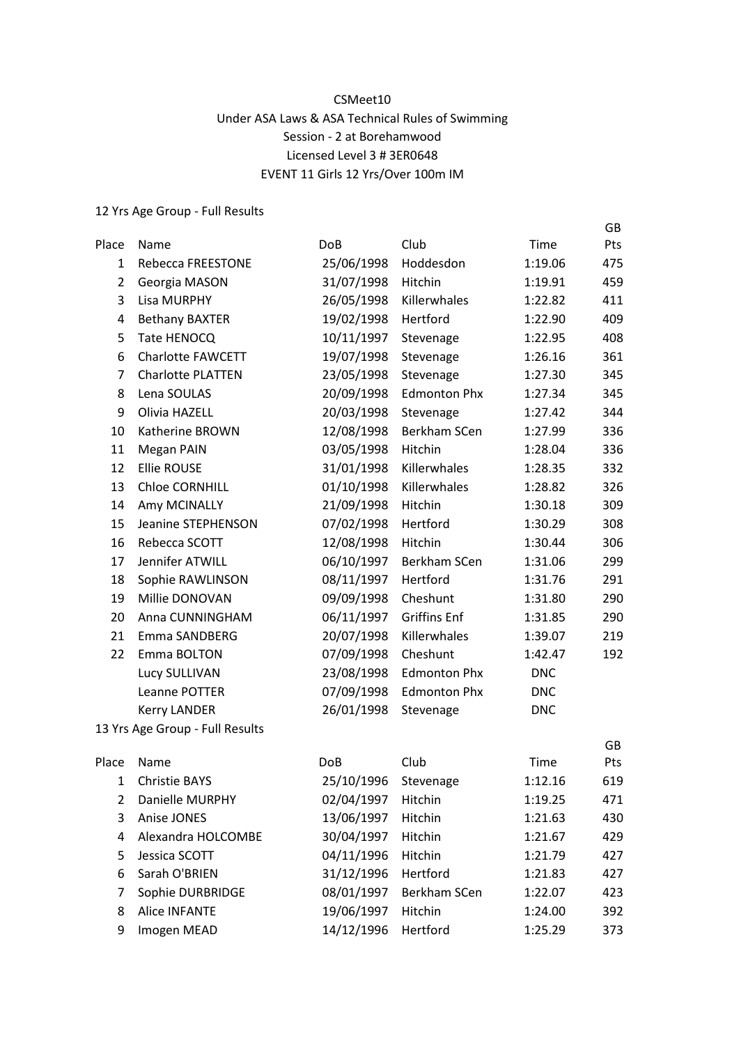CSMeet10

Under ASA Laws & ASA Technical Rules of Swimming

Session - 2 at Borehamwood

Licensed Level 3 # 3ER0648

EVENT 11 Girls 12 Yrs/Over 100m IM

12 Yrs Age Group - Full Results

| Place | Name | DoB | Club | Time | GB Pts |
|---|---|---|---|---|---|
| 1 | Rebecca FREESTONE | 25/06/1998 | Hoddesdon | 1:19.06 | 475 |
| 2 | Georgia MASON | 31/07/1998 | Hitchin | 1:19.91 | 459 |
| 3 | Lisa MURPHY | 26/05/1998 | Killerwhales | 1:22.82 | 411 |
| 4 | Bethany BAXTER | 19/02/1998 | Hertford | 1:22.90 | 409 |
| 5 | Tate HENOCQ | 10/11/1997 | Stevenage | 1:22.95 | 408 |
| 6 | Charlotte FAWCETT | 19/07/1998 | Stevenage | 1:26.16 | 361 |
| 7 | Charlotte PLATTEN | 23/05/1998 | Stevenage | 1:27.30 | 345 |
| 8 | Lena SOULAS | 20/09/1998 | Edmonton Phx | 1:27.34 | 345 |
| 9 | Olivia HAZELL | 20/03/1998 | Stevenage | 1:27.42 | 344 |
| 10 | Katherine BROWN | 12/08/1998 | Berkham SCen | 1:27.99 | 336 |
| 11 | Megan PAIN | 03/05/1998 | Hitchin | 1:28.04 | 336 |
| 12 | Ellie ROUSE | 31/01/1998 | Killerwhales | 1:28.35 | 332 |
| 13 | Chloe CORNHILL | 01/10/1998 | Killerwhales | 1:28.82 | 326 |
| 14 | Amy MCINALLY | 21/09/1998 | Hitchin | 1:30.18 | 309 |
| 15 | Jeanine STEPHENSON | 07/02/1998 | Hertford | 1:30.29 | 308 |
| 16 | Rebecca SCOTT | 12/08/1998 | Hitchin | 1:30.44 | 306 |
| 17 | Jennifer ATWILL | 06/10/1997 | Berkham SCen | 1:31.06 | 299 |
| 18 | Sophie RAWLINSON | 08/11/1997 | Hertford | 1:31.76 | 291 |
| 19 | Millie DONOVAN | 09/09/1998 | Cheshunt | 1:31.80 | 290 |
| 20 | Anna CUNNINGHAM | 06/11/1997 | Griffins Enf | 1:31.85 | 290 |
| 21 | Emma SANDBERG | 20/07/1998 | Killerwhales | 1:39.07 | 219 |
| 22 | Emma BOLTON | 07/09/1998 | Cheshunt | 1:42.47 | 192 |
| | Lucy SULLIVAN | 23/08/1998 | Edmonton Phx | DNC | |
| | Leanne POTTER | 07/09/1998 | Edmonton Phx | DNC | |
| | Kerry LANDER | 26/01/1998 | Stevenage | DNC | |

13 Yrs Age Group - Full Results

| Place | Name | DoB | Club | Time | GB Pts |
|---|---|---|---|---|---|
| 1 | Christie BAYS | 25/10/1996 | Stevenage | 1:12.16 | 619 |
| 2 | Danielle MURPHY | 02/04/1997 | Hitchin | 1:19.25 | 471 |
| 3 | Anise JONES | 13/06/1997 | Hitchin | 1:21.63 | 430 |
| 4 | Alexandra HOLCOMBE | 30/04/1997 | Hitchin | 1:21.67 | 429 |
| 5 | Jessica SCOTT | 04/11/1996 | Hitchin | 1:21.79 | 427 |
| 6 | Sarah O'BRIEN | 31/12/1996 | Hertford | 1:21.83 | 427 |
| 7 | Sophie DURBRIDGE | 08/01/1997 | Berkham SCen | 1:22.07 | 423 |
| 8 | Alice INFANTE | 19/06/1997 | Hitchin | 1:24.00 | 392 |
| 9 | Imogen MEAD | 14/12/1996 | Hertford | 1:25.29 | 373 |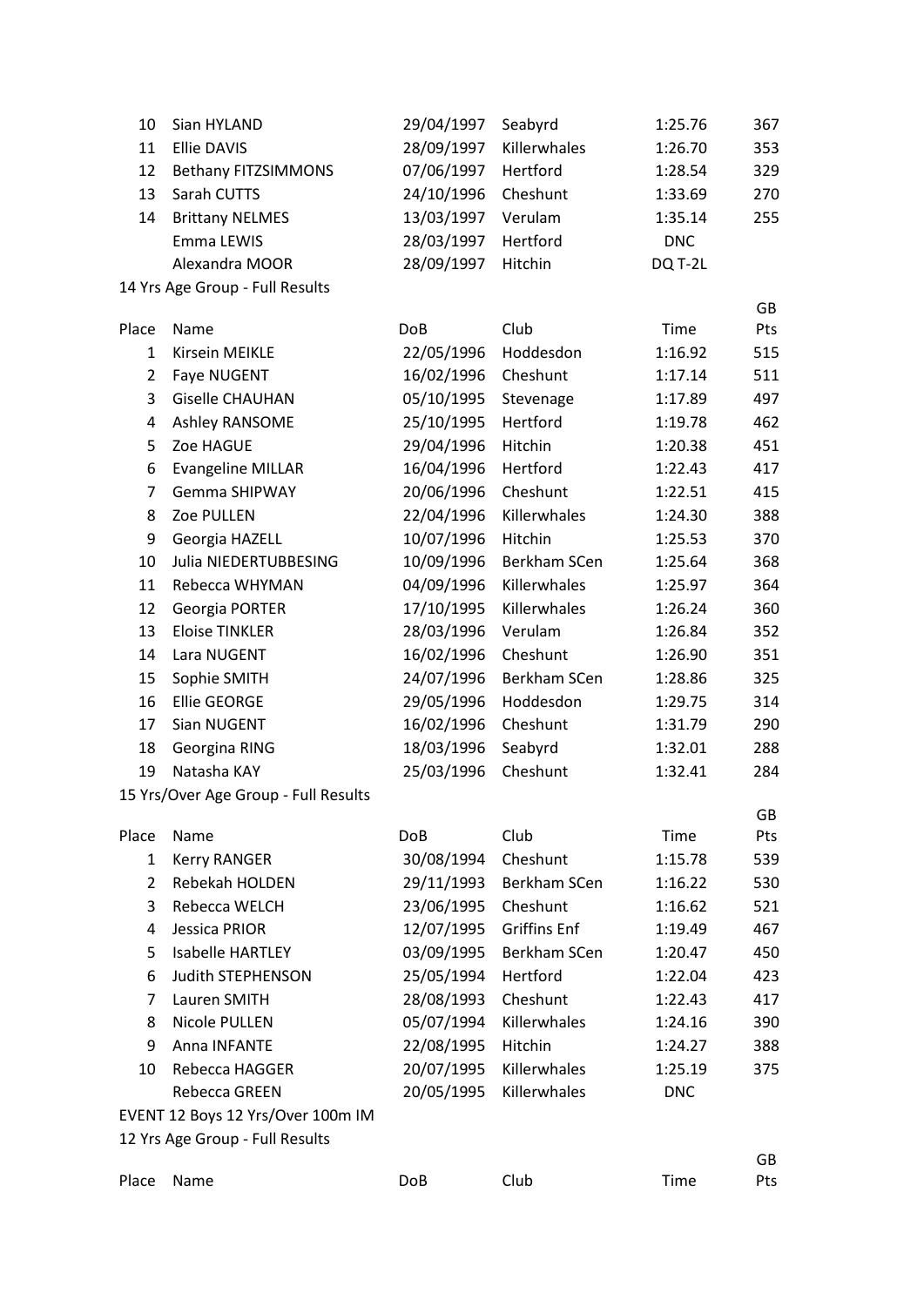| Place | Name | DoB | Club | Time | GB Pts |
|---|---|---|---|---|---|
| 10 | Sian HYLAND | 29/04/1997 | Seabyrd | 1:25.76 | 367 |
| 11 | Ellie DAVIS | 28/09/1997 | Killerwhales | 1:26.70 | 353 |
| 12 | Bethany FITZSIMMONS | 07/06/1997 | Hertford | 1:28.54 | 329 |
| 13 | Sarah CUTTS | 24/10/1996 | Cheshunt | 1:33.69 | 270 |
| 14 | Brittany NELMES | 13/03/1997 | Verulam | 1:35.14 | 255 |
| | Emma LEWIS | 28/03/1997 | Hertford | DNC | |
| | Alexandra MOOR | 28/09/1997 | Hitchin | DQ T-2L | |

14 Yrs Age Group - Full Results

| Place | Name | DoB | Club | Time | GB Pts |
|---|---|---|---|---|---|
| 1 | Kirsein MEIKLE | 22/05/1996 | Hoddesdon | 1:16.92 | 515 |
| 2 | Faye NUGENT | 16/02/1996 | Cheshunt | 1:17.14 | 511 |
| 3 | Giselle CHAUHAN | 05/10/1995 | Stevenage | 1:17.89 | 497 |
| 4 | Ashley RANSOME | 25/10/1995 | Hertford | 1:19.78 | 462 |
| 5 | Zoe HAGUE | 29/04/1996 | Hitchin | 1:20.38 | 451 |
| 6 | Evangeline MILLAR | 16/04/1996 | Hertford | 1:22.43 | 417 |
| 7 | Gemma SHIPWAY | 20/06/1996 | Cheshunt | 1:22.51 | 415 |
| 8 | Zoe PULLEN | 22/04/1996 | Killerwhales | 1:24.30 | 388 |
| 9 | Georgia HAZELL | 10/07/1996 | Hitchin | 1:25.53 | 370 |
| 10 | Julia NIEDERTUBBESING | 10/09/1996 | Berkham SCen | 1:25.64 | 368 |
| 11 | Rebecca WHYMAN | 04/09/1996 | Killerwhales | 1:25.97 | 364 |
| 12 | Georgia PORTER | 17/10/1995 | Killerwhales | 1:26.24 | 360 |
| 13 | Eloise TINKLER | 28/03/1996 | Verulam | 1:26.84 | 352 |
| 14 | Lara NUGENT | 16/02/1996 | Cheshunt | 1:26.90 | 351 |
| 15 | Sophie SMITH | 24/07/1996 | Berkham SCen | 1:28.86 | 325 |
| 16 | Ellie GEORGE | 29/05/1996 | Hoddesdon | 1:29.75 | 314 |
| 17 | Sian NUGENT | 16/02/1996 | Cheshunt | 1:31.79 | 290 |
| 18 | Georgina RING | 18/03/1996 | Seabyrd | 1:32.01 | 288 |
| 19 | Natasha KAY | 25/03/1996 | Cheshunt | 1:32.41 | 284 |

15 Yrs/Over Age Group - Full Results

| Place | Name | DoB | Club | Time | GB Pts |
|---|---|---|---|---|---|
| 1 | Kerry RANGER | 30/08/1994 | Cheshunt | 1:15.78 | 539 |
| 2 | Rebekah HOLDEN | 29/11/1993 | Berkham SCen | 1:16.22 | 530 |
| 3 | Rebecca WELCH | 23/06/1995 | Cheshunt | 1:16.62 | 521 |
| 4 | Jessica PRIOR | 12/07/1995 | Griffins Enf | 1:19.49 | 467 |
| 5 | Isabelle HARTLEY | 03/09/1995 | Berkham SCen | 1:20.47 | 450 |
| 6 | Judith STEPHENSON | 25/05/1994 | Hertford | 1:22.04 | 423 |
| 7 | Lauren SMITH | 28/08/1993 | Cheshunt | 1:22.43 | 417 |
| 8 | Nicole PULLEN | 05/07/1994 | Killerwhales | 1:24.16 | 390 |
| 9 | Anna INFANTE | 22/08/1995 | Hitchin | 1:24.27 | 388 |
| 10 | Rebecca HAGGER | 20/07/1995 | Killerwhales | 1:25.19 | 375 |
| | Rebecca GREEN | 20/05/1995 | Killerwhales | DNC | |

EVENT 12 Boys 12 Yrs/Over 100m IM

12 Yrs Age Group - Full Results

| Place | Name | DoB | Club | Time | GB Pts |
|---|---|---|---|---|---|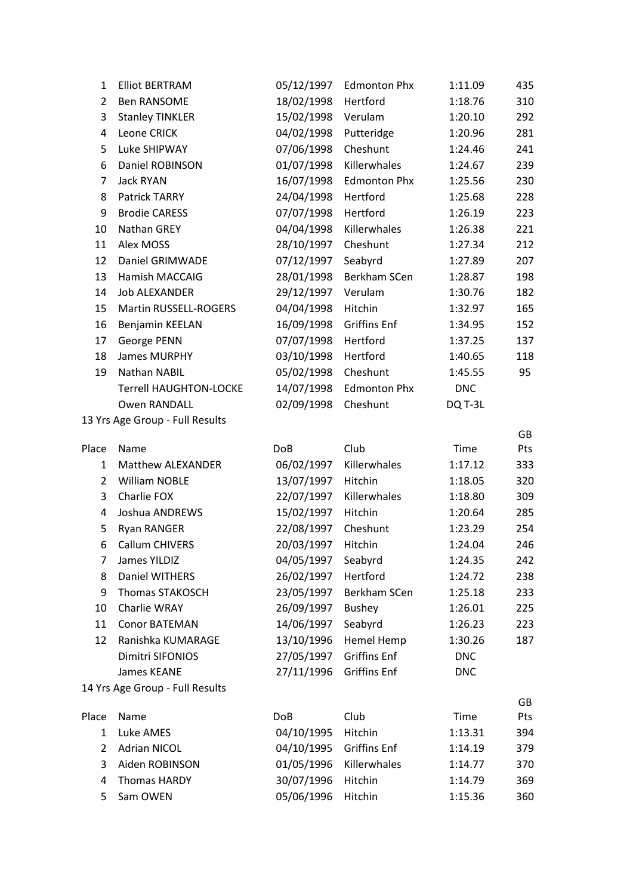| Place | Name | DoB | Club | Time | GB Pts |
|---|---|---|---|---|---|
| 1 | Elliot BERTRAM | 05/12/1997 | Edmonton Phx | 1:11.09 | 435 |
| 2 | Ben RANSOME | 18/02/1998 | Hertford | 1:18.76 | 310 |
| 3 | Stanley TINKLER | 15/02/1998 | Verulam | 1:20.10 | 292 |
| 4 | Leone CRICK | 04/02/1998 | Putteridge | 1:20.96 | 281 |
| 5 | Luke SHIPWAY | 07/06/1998 | Cheshunt | 1:24.46 | 241 |
| 6 | Daniel ROBINSON | 01/07/1998 | Killerwhales | 1:24.67 | 239 |
| 7 | Jack RYAN | 16/07/1998 | Edmonton Phx | 1:25.56 | 230 |
| 8 | Patrick TARRY | 24/04/1998 | Hertford | 1:25.68 | 228 |
| 9 | Brodie CARESS | 07/07/1998 | Hertford | 1:26.19 | 223 |
| 10 | Nathan GREY | 04/04/1998 | Killerwhales | 1:26.38 | 221 |
| 11 | Alex MOSS | 28/10/1997 | Cheshunt | 1:27.34 | 212 |
| 12 | Daniel GRIMWADE | 07/12/1997 | Seabyrd | 1:27.89 | 207 |
| 13 | Hamish MACCAIG | 28/01/1998 | Berkham SCen | 1:28.87 | 198 |
| 14 | Job ALEXANDER | 29/12/1997 | Verulam | 1:30.76 | 182 |
| 15 | Martin RUSSELL-ROGERS | 04/04/1998 | Hitchin | 1:32.97 | 165 |
| 16 | Benjamin KEELAN | 16/09/1998 | Griffins Enf | 1:34.95 | 152 |
| 17 | George PENN | 07/07/1998 | Hertford | 1:37.25 | 137 |
| 18 | James MURPHY | 03/10/1998 | Hertford | 1:40.65 | 118 |
| 19 | Nathan NABIL | 05/02/1998 | Cheshunt | 1:45.55 | 95 |
| | Terrell HAUGHTON-LOCKE | 14/07/1998 | Edmonton Phx | DNC | |
| | Owen RANDALL | 02/09/1998 | Cheshunt | DQ T-3L | |

13 Yrs Age Group - Full Results

| Place | Name | DoB | Club | Time | GB Pts |
|---|---|---|---|---|---|
| 1 | Matthew ALEXANDER | 06/02/1997 | Killerwhales | 1:17.12 | 333 |
| 2 | William NOBLE | 13/07/1997 | Hitchin | 1:18.05 | 320 |
| 3 | Charlie FOX | 22/07/1997 | Killerwhales | 1:18.80 | 309 |
| 4 | Joshua ANDREWS | 15/02/1997 | Hitchin | 1:20.64 | 285 |
| 5 | Ryan RANGER | 22/08/1997 | Cheshunt | 1:23.29 | 254 |
| 6 | Callum CHIVERS | 20/03/1997 | Hitchin | 1:24.04 | 246 |
| 7 | James YILDIZ | 04/05/1997 | Seabyrd | 1:24.35 | 242 |
| 8 | Daniel WITHERS | 26/02/1997 | Hertford | 1:24.72 | 238 |
| 9 | Thomas STAKOSCH | 23/05/1997 | Berkham SCen | 1:25.18 | 233 |
| 10 | Charlie WRAY | 26/09/1997 | Bushey | 1:26.01 | 225 |
| 11 | Conor BATEMAN | 14/06/1997 | Seabyrd | 1:26.23 | 223 |
| 12 | Ranishka KUMARAGE | 13/10/1996 | Hemel Hemp | 1:30.26 | 187 |
| | Dimitri SIFONIOS | 27/05/1997 | Griffins Enf | DNC | |
| | James KEANE | 27/11/1996 | Griffins Enf | DNC | |

14 Yrs Age Group - Full Results

| Place | Name | DoB | Club | Time | GB Pts |
|---|---|---|---|---|---|
| 1 | Luke AMES | 04/10/1995 | Hitchin | 1:13.31 | 394 |
| 2 | Adrian NICOL | 04/10/1995 | Griffins Enf | 1:14.19 | 379 |
| 3 | Aiden ROBINSON | 01/05/1996 | Killerwhales | 1:14.77 | 370 |
| 4 | Thomas HARDY | 30/07/1996 | Hitchin | 1:14.79 | 369 |
| 5 | Sam OWEN | 05/06/1996 | Hitchin | 1:15.36 | 360 |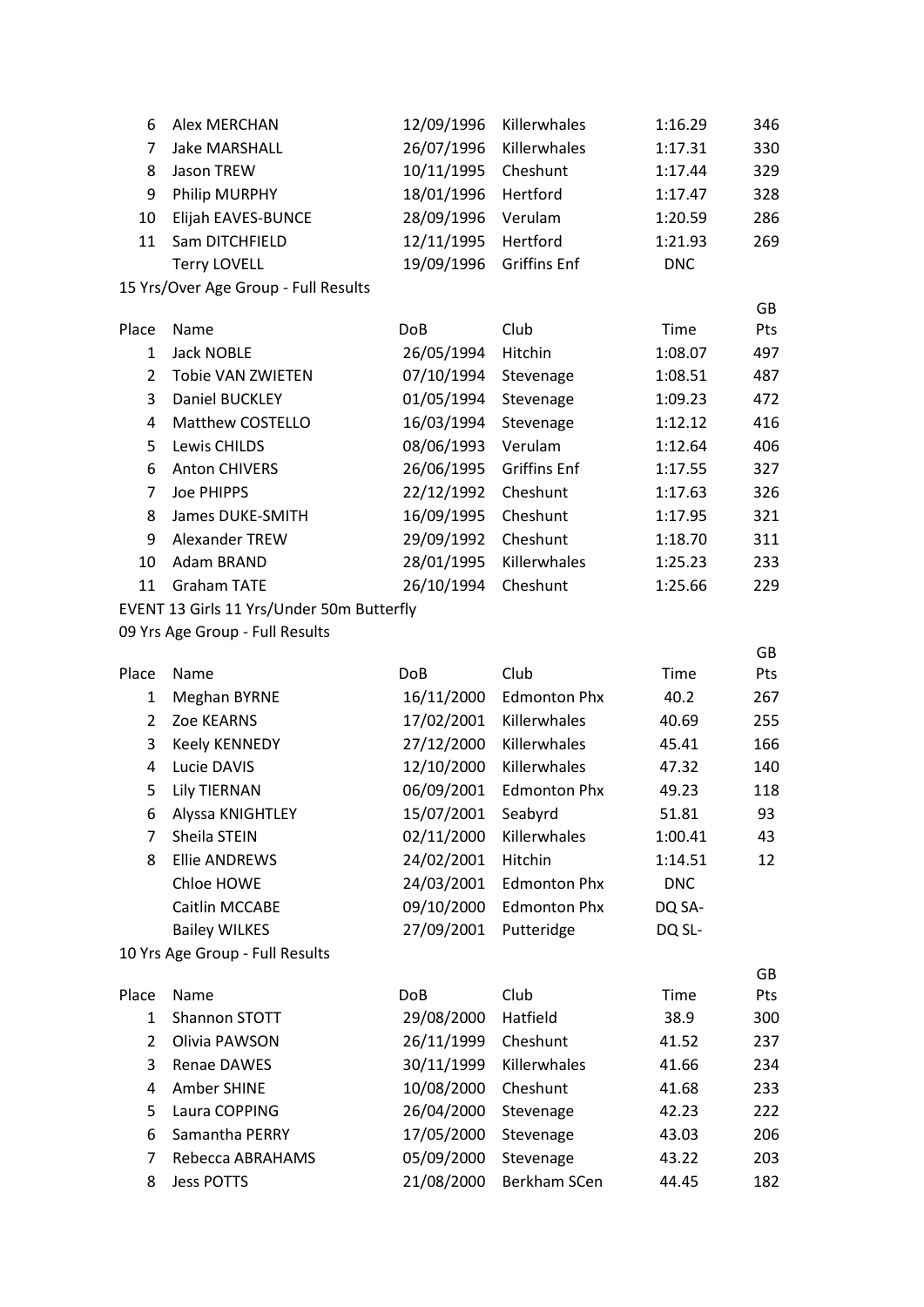| Place | Name | DoB | Club | Time | GB Pts |
|---|---|---|---|---|---|
| 6 | Alex MERCHAN | 12/09/1996 | Killerwhales | 1:16.29 | 346 |
| 7 | Jake MARSHALL | 26/07/1996 | Killerwhales | 1:17.31 | 330 |
| 8 | Jason TREW | 10/11/1995 | Cheshunt | 1:17.44 | 329 |
| 9 | Philip MURPHY | 18/01/1996 | Hertford | 1:17.47 | 328 |
| 10 | Elijah EAVES-BUNCE | 28/09/1996 | Verulam | 1:20.59 | 286 |
| 11 | Sam DITCHFIELD | 12/11/1995 | Hertford | 1:21.93 | 269 |
| | Terry LOVELL | 19/09/1996 | Griffins Enf | DNC | |

15 Yrs/Over Age Group - Full Results

| Place | Name | DoB | Club | Time | GB Pts |
|---|---|---|---|---|---|
| 1 | Jack NOBLE | 26/05/1994 | Hitchin | 1:08.07 | 497 |
| 2 | Tobie VAN ZWIETEN | 07/10/1994 | Stevenage | 1:08.51 | 487 |
| 3 | Daniel BUCKLEY | 01/05/1994 | Stevenage | 1:09.23 | 472 |
| 4 | Matthew COSTELLO | 16/03/1994 | Stevenage | 1:12.12 | 416 |
| 5 | Lewis CHILDS | 08/06/1993 | Verulam | 1:12.64 | 406 |
| 6 | Anton CHIVERS | 26/06/1995 | Griffins Enf | 1:17.55 | 327 |
| 7 | Joe PHIPPS | 22/12/1992 | Cheshunt | 1:17.63 | 326 |
| 8 | James DUKE-SMITH | 16/09/1995 | Cheshunt | 1:17.95 | 321 |
| 9 | Alexander TREW | 29/09/1992 | Cheshunt | 1:18.70 | 311 |
| 10 | Adam BRAND | 28/01/1995 | Killerwhales | 1:25.23 | 233 |
| 11 | Graham TATE | 26/10/1994 | Cheshunt | 1:25.66 | 229 |

EVENT 13 Girls 11 Yrs/Under 50m Butterfly

09 Yrs Age Group - Full Results

| Place | Name | DoB | Club | Time | GB Pts |
|---|---|---|---|---|---|
| 1 | Meghan BYRNE | 16/11/2000 | Edmonton Phx | 40.2 | 267 |
| 2 | Zoe KEARNS | 17/02/2001 | Killerwhales | 40.69 | 255 |
| 3 | Keely KENNEDY | 27/12/2000 | Killerwhales | 45.41 | 166 |
| 4 | Lucie DAVIS | 12/10/2000 | Killerwhales | 47.32 | 140 |
| 5 | Lily TIERNAN | 06/09/2001 | Edmonton Phx | 49.23 | 118 |
| 6 | Alyssa KNIGHTLEY | 15/07/2001 | Seabyrd | 51.81 | 93 |
| 7 | Sheila STEIN | 02/11/2000 | Killerwhales | 1:00.41 | 43 |
| 8 | Ellie ANDREWS | 24/02/2001 | Hitchin | 1:14.51 | 12 |
| | Chloe HOWE | 24/03/2001 | Edmonton Phx | DNC | |
| | Caitlin MCCABE | 09/10/2000 | Edmonton Phx | DQ SA- | |
| | Bailey WILKES | 27/09/2001 | Putteridge | DQ SL- | |

10 Yrs Age Group - Full Results

| Place | Name | DoB | Club | Time | GB Pts |
|---|---|---|---|---|---|
| 1 | Shannon STOTT | 29/08/2000 | Hatfield | 38.9 | 300 |
| 2 | Olivia PAWSON | 26/11/1999 | Cheshunt | 41.52 | 237 |
| 3 | Renae DAWES | 30/11/1999 | Killerwhales | 41.66 | 234 |
| 4 | Amber SHINE | 10/08/2000 | Cheshunt | 41.68 | 233 |
| 5 | Laura COPPING | 26/04/2000 | Stevenage | 42.23 | 222 |
| 6 | Samantha PERRY | 17/05/2000 | Stevenage | 43.03 | 206 |
| 7 | Rebecca ABRAHAMS | 05/09/2000 | Stevenage | 43.22 | 203 |
| 8 | Jess POTTS | 21/08/2000 | Berkham SCen | 44.45 | 182 |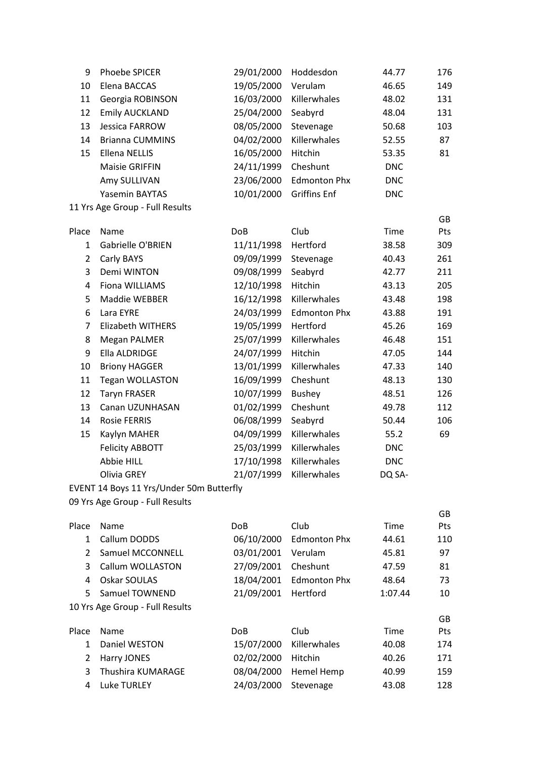| Place | Name | DoB | Club | Time | GB Pts |
|---|---|---|---|---|---|
| 9 | Phoebe SPICER | 29/01/2000 | Hoddesdon | 44.77 | 176 |
| 10 | Elena BACCAS | 19/05/2000 | Verulam | 46.65 | 149 |
| 11 | Georgia ROBINSON | 16/03/2000 | Killerwhales | 48.02 | 131 |
| 12 | Emily AUCKLAND | 25/04/2000 | Seabyrd | 48.04 | 131 |
| 13 | Jessica FARROW | 08/05/2000 | Stevenage | 50.68 | 103 |
| 14 | Brianna CUMMINS | 04/02/2000 | Killerwhales | 52.55 | 87 |
| 15 | Ellena NELLIS | 16/05/2000 | Hitchin | 53.35 | 81 |
| | Maisie GRIFFIN | 24/11/1999 | Cheshunt | DNC | |
| | Amy SULLIVAN | 23/06/2000 | Edmonton Phx | DNC | |
| | Yasemin BAYTAS | 10/01/2000 | Griffins Enf | DNC | |

11 Yrs Age Group - Full Results

| Place | Name | DoB | Club | Time | GB Pts |
|---|---|---|---|---|---|
| 1 | Gabrielle O'BRIEN | 11/11/1998 | Hertford | 38.58 | 309 |
| 2 | Carly BAYS | 09/09/1999 | Stevenage | 40.43 | 261 |
| 3 | Demi WINTON | 09/08/1999 | Seabyrd | 42.77 | 211 |
| 4 | Fiona WILLIAMS | 12/10/1998 | Hitchin | 43.13 | 205 |
| 5 | Maddie WEBBER | 16/12/1998 | Killerwhales | 43.48 | 198 |
| 6 | Lara EYRE | 24/03/1999 | Edmonton Phx | 43.88 | 191 |
| 7 | Elizabeth WITHERS | 19/05/1999 | Hertford | 45.26 | 169 |
| 8 | Megan PALMER | 25/07/1999 | Killerwhales | 46.48 | 151 |
| 9 | Ella ALDRIDGE | 24/07/1999 | Hitchin | 47.05 | 144 |
| 10 | Briony HAGGER | 13/01/1999 | Killerwhales | 47.33 | 140 |
| 11 | Tegan WOLLASTON | 16/09/1999 | Cheshunt | 48.13 | 130 |
| 12 | Taryn FRASER | 10/07/1999 | Bushey | 48.51 | 126 |
| 13 | Canan UZUNHASAN | 01/02/1999 | Cheshunt | 49.78 | 112 |
| 14 | Rosie FERRIS | 06/08/1999 | Seabyrd | 50.44 | 106 |
| 15 | Kaylyn MAHER | 04/09/1999 | Killerwhales | 55.2 | 69 |
| | Felicity ABBOTT | 25/03/1999 | Killerwhales | DNC | |
| | Abbie HILL | 17/10/1998 | Killerwhales | DNC | |
| | Olivia GREY | 21/07/1999 | Killerwhales | DQ SA- | |

EVENT 14 Boys 11 Yrs/Under 50m Butterfly

09 Yrs Age Group - Full Results

| Place | Name | DoB | Club | Time | GB Pts |
|---|---|---|---|---|---|
| 1 | Callum DODDS | 06/10/2000 | Edmonton Phx | 44.61 | 110 |
| 2 | Samuel MCCONNELL | 03/01/2001 | Verulam | 45.81 | 97 |
| 3 | Callum WOLLASTON | 27/09/2001 | Cheshunt | 47.59 | 81 |
| 4 | Oskar SOULAS | 18/04/2001 | Edmonton Phx | 48.64 | 73 |
| 5 | Samuel TOWNEND | 21/09/2001 | Hertford | 1:07.44 | 10 |

10 Yrs Age Group - Full Results

| Place | Name | DoB | Club | Time | GB Pts |
|---|---|---|---|---|---|
| 1 | Daniel WESTON | 15/07/2000 | Killerwhales | 40.08 | 174 |
| 2 | Harry JONES | 02/02/2000 | Hitchin | 40.26 | 171 |
| 3 | Thushira KUMARAGE | 08/04/2000 | Hemel Hemp | 40.99 | 159 |
| 4 | Luke TURLEY | 24/03/2000 | Stevenage | 43.08 | 128 |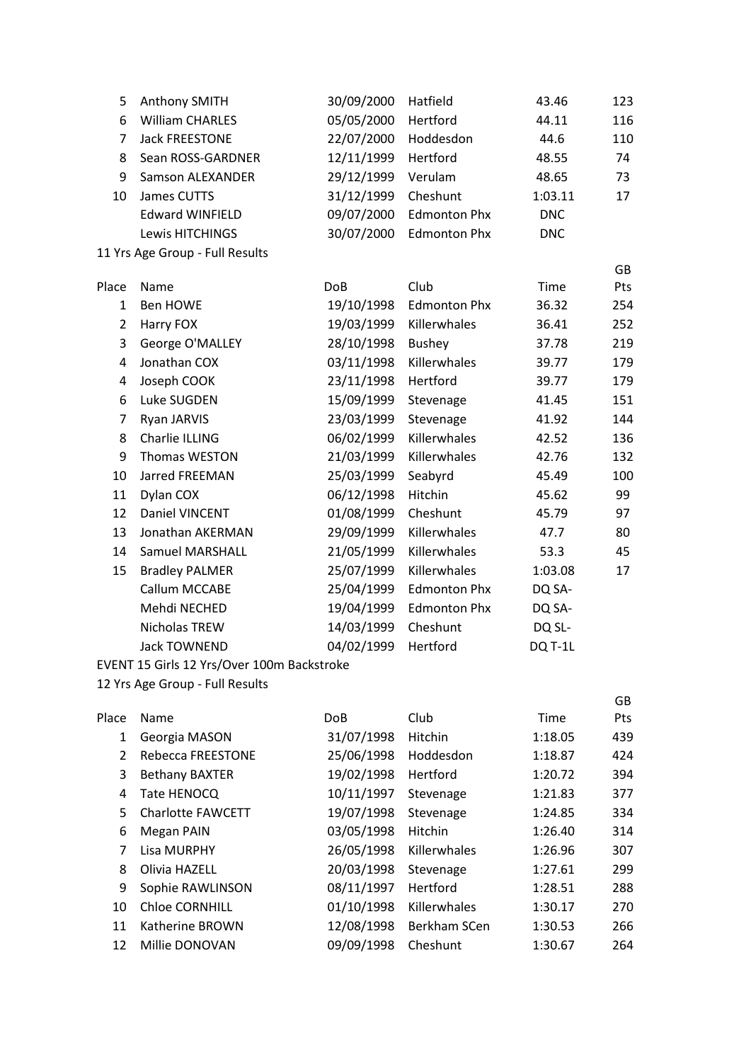| Place | Name | DoB | Club | Time | GB Pts |
|---|---|---|---|---|---|
| 5 | Anthony SMITH | 30/09/2000 | Hatfield | 43.46 | 123 |
| 6 | William CHARLES | 05/05/2000 | Hertford | 44.11 | 116 |
| 7 | Jack FREESTONE | 22/07/2000 | Hoddesdon | 44.6 | 110 |
| 8 | Sean ROSS-GARDNER | 12/11/1999 | Hertford | 48.55 | 74 |
| 9 | Samson ALEXANDER | 29/12/1999 | Verulam | 48.65 | 73 |
| 10 | James CUTTS | 31/12/1999 | Cheshunt | 1:03.11 | 17 |
| | Edward WINFIELD | 09/07/2000 | Edmonton Phx | DNC | |
| | Lewis HITCHINGS | 30/07/2000 | Edmonton Phx | DNC | |

11 Yrs Age Group - Full Results

| Place | Name | DoB | Club | Time | GB Pts |
|---|---|---|---|---|---|
| 1 | Ben HOWE | 19/10/1998 | Edmonton Phx | 36.32 | 254 |
| 2 | Harry FOX | 19/03/1999 | Killerwhales | 36.41 | 252 |
| 3 | George O'MALLEY | 28/10/1998 | Bushey | 37.78 | 219 |
| 4 | Jonathan COX | 03/11/1998 | Killerwhales | 39.77 | 179 |
| 4 | Joseph COOK | 23/11/1998 | Hertford | 39.77 | 179 |
| 6 | Luke SUGDEN | 15/09/1999 | Stevenage | 41.45 | 151 |
| 7 | Ryan JARVIS | 23/03/1999 | Stevenage | 41.92 | 144 |
| 8 | Charlie ILLING | 06/02/1999 | Killerwhales | 42.52 | 136 |
| 9 | Thomas WESTON | 21/03/1999 | Killerwhales | 42.76 | 132 |
| 10 | Jarred FREEMAN | 25/03/1999 | Seabyrd | 45.49 | 100 |
| 11 | Dylan COX | 06/12/1998 | Hitchin | 45.62 | 99 |
| 12 | Daniel VINCENT | 01/08/1999 | Cheshunt | 45.79 | 97 |
| 13 | Jonathan AKERMAN | 29/09/1999 | Killerwhales | 47.7 | 80 |
| 14 | Samuel MARSHALL | 21/05/1999 | Killerwhales | 53.3 | 45 |
| 15 | Bradley PALMER | 25/07/1999 | Killerwhales | 1:03.08 | 17 |
| | Callum MCCABE | 25/04/1999 | Edmonton Phx | DQ SA- | |
| | Mehdi NECHED | 19/04/1999 | Edmonton Phx | DQ SA- | |
| | Nicholas TREW | 14/03/1999 | Cheshunt | DQ SL- | |
| | Jack TOWNEND | 04/02/1999 | Hertford | DQ T-1L | |

EVENT 15 Girls 12 Yrs/Over 100m Backstroke

12 Yrs Age Group - Full Results

| Place | Name | DoB | Club | Time | GB Pts |
|---|---|---|---|---|---|
| 1 | Georgia MASON | 31/07/1998 | Hitchin | 1:18.05 | 439 |
| 2 | Rebecca FREESTONE | 25/06/1998 | Hoddesdon | 1:18.87 | 424 |
| 3 | Bethany BAXTER | 19/02/1998 | Hertford | 1:20.72 | 394 |
| 4 | Tate HENOCQ | 10/11/1997 | Stevenage | 1:21.83 | 377 |
| 5 | Charlotte FAWCETT | 19/07/1998 | Stevenage | 1:24.85 | 334 |
| 6 | Megan PAIN | 03/05/1998 | Hitchin | 1:26.40 | 314 |
| 7 | Lisa MURPHY | 26/05/1998 | Killerwhales | 1:26.96 | 307 |
| 8 | Olivia HAZELL | 20/03/1998 | Stevenage | 1:27.61 | 299 |
| 9 | Sophie RAWLINSON | 08/11/1997 | Hertford | 1:28.51 | 288 |
| 10 | Chloe CORNHILL | 01/10/1998 | Killerwhales | 1:30.17 | 270 |
| 11 | Katherine BROWN | 12/08/1998 | Berkham SCen | 1:30.53 | 266 |
| 12 | Millie DONOVAN | 09/09/1998 | Cheshunt | 1:30.67 | 264 |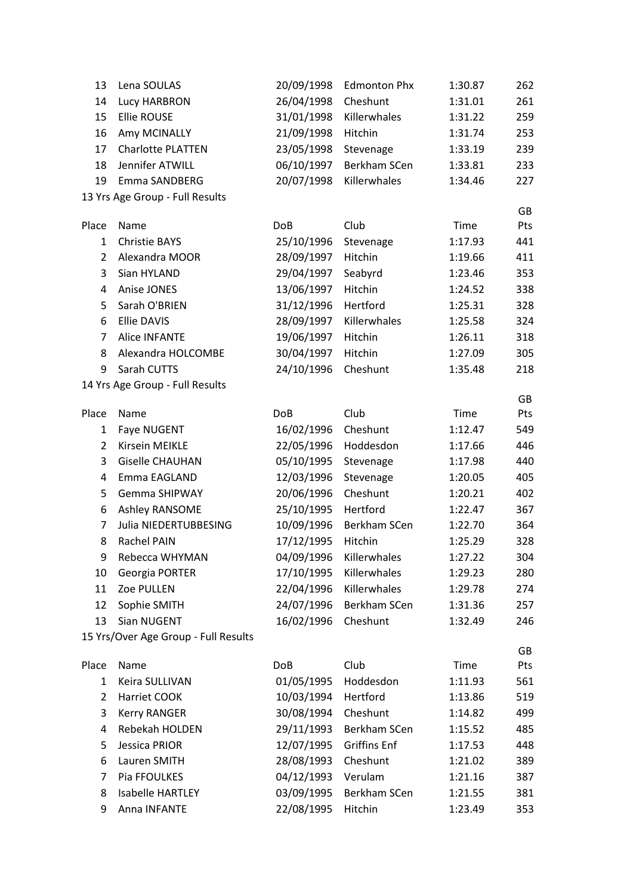| Place | Name | DoB | Club | Time | GB Pts |
|---|---|---|---|---|---|
| 13 | Lena SOULAS | 20/09/1998 | Edmonton Phx | 1:30.87 | 262 |
| 14 | Lucy HARBRON | 26/04/1998 | Cheshunt | 1:31.01 | 261 |
| 15 | Ellie ROUSE | 31/01/1998 | Killerwhales | 1:31.22 | 259 |
| 16 | Amy MCINALLY | 21/09/1998 | Hitchin | 1:31.74 | 253 |
| 17 | Charlotte PLATTEN | 23/05/1998 | Stevenage | 1:33.19 | 239 |
| 18 | Jennifer ATWILL | 06/10/1997 | Berkham SCen | 1:33.81 | 233 |
| 19 | Emma SANDBERG | 20/07/1998 | Killerwhales | 1:34.46 | 227 |

13 Yrs Age Group - Full Results

| Place | Name | DoB | Club | Time | GB Pts |
|---|---|---|---|---|---|
| 1 | Christie BAYS | 25/10/1996 | Stevenage | 1:17.93 | 441 |
| 2 | Alexandra MOOR | 28/09/1997 | Hitchin | 1:19.66 | 411 |
| 3 | Sian HYLAND | 29/04/1997 | Seabyrd | 1:23.46 | 353 |
| 4 | Anise JONES | 13/06/1997 | Hitchin | 1:24.52 | 338 |
| 5 | Sarah O'BRIEN | 31/12/1996 | Hertford | 1:25.31 | 328 |
| 6 | Ellie DAVIS | 28/09/1997 | Killerwhales | 1:25.58 | 324 |
| 7 | Alice INFANTE | 19/06/1997 | Hitchin | 1:26.11 | 318 |
| 8 | Alexandra HOLCOMBE | 30/04/1997 | Hitchin | 1:27.09 | 305 |
| 9 | Sarah CUTTS | 24/10/1996 | Cheshunt | 1:35.48 | 218 |

14 Yrs Age Group - Full Results

| Place | Name | DoB | Club | Time | GB Pts |
|---|---|---|---|---|---|
| 1 | Faye NUGENT | 16/02/1996 | Cheshunt | 1:12.47 | 549 |
| 2 | Kirsein MEIKLE | 22/05/1996 | Hoddesdon | 1:17.66 | 446 |
| 3 | Giselle CHAUHAN | 05/10/1995 | Stevenage | 1:17.98 | 440 |
| 4 | Emma EAGLAND | 12/03/1996 | Stevenage | 1:20.05 | 405 |
| 5 | Gemma SHIPWAY | 20/06/1996 | Cheshunt | 1:20.21 | 402 |
| 6 | Ashley RANSOME | 25/10/1995 | Hertford | 1:22.47 | 367 |
| 7 | Julia NIEDERTUBBESING | 10/09/1996 | Berkham SCen | 1:22.70 | 364 |
| 8 | Rachel PAIN | 17/12/1995 | Hitchin | 1:25.29 | 328 |
| 9 | Rebecca WHYMAN | 04/09/1996 | Killerwhales | 1:27.22 | 304 |
| 10 | Georgia PORTER | 17/10/1995 | Killerwhales | 1:29.23 | 280 |
| 11 | Zoe PULLEN | 22/04/1996 | Killerwhales | 1:29.78 | 274 |
| 12 | Sophie SMITH | 24/07/1996 | Berkham SCen | 1:31.36 | 257 |
| 13 | Sian NUGENT | 16/02/1996 | Cheshunt | 1:32.49 | 246 |

15 Yrs/Over Age Group - Full Results

| Place | Name | DoB | Club | Time | GB Pts |
|---|---|---|---|---|---|
| 1 | Keira SULLIVAN | 01/05/1995 | Hoddesdon | 1:11.93 | 561 |
| 2 | Harriet COOK | 10/03/1994 | Hertford | 1:13.86 | 519 |
| 3 | Kerry RANGER | 30/08/1994 | Cheshunt | 1:14.82 | 499 |
| 4 | Rebekah HOLDEN | 29/11/1993 | Berkham SCen | 1:15.52 | 485 |
| 5 | Jessica PRIOR | 12/07/1995 | Griffins Enf | 1:17.53 | 448 |
| 6 | Lauren SMITH | 28/08/1993 | Cheshunt | 1:21.02 | 389 |
| 7 | Pia FFOULKES | 04/12/1993 | Verulam | 1:21.16 | 387 |
| 8 | Isabelle HARTLEY | 03/09/1995 | Berkham SCen | 1:21.55 | 381 |
| 9 | Anna INFANTE | 22/08/1995 | Hitchin | 1:23.49 | 353 |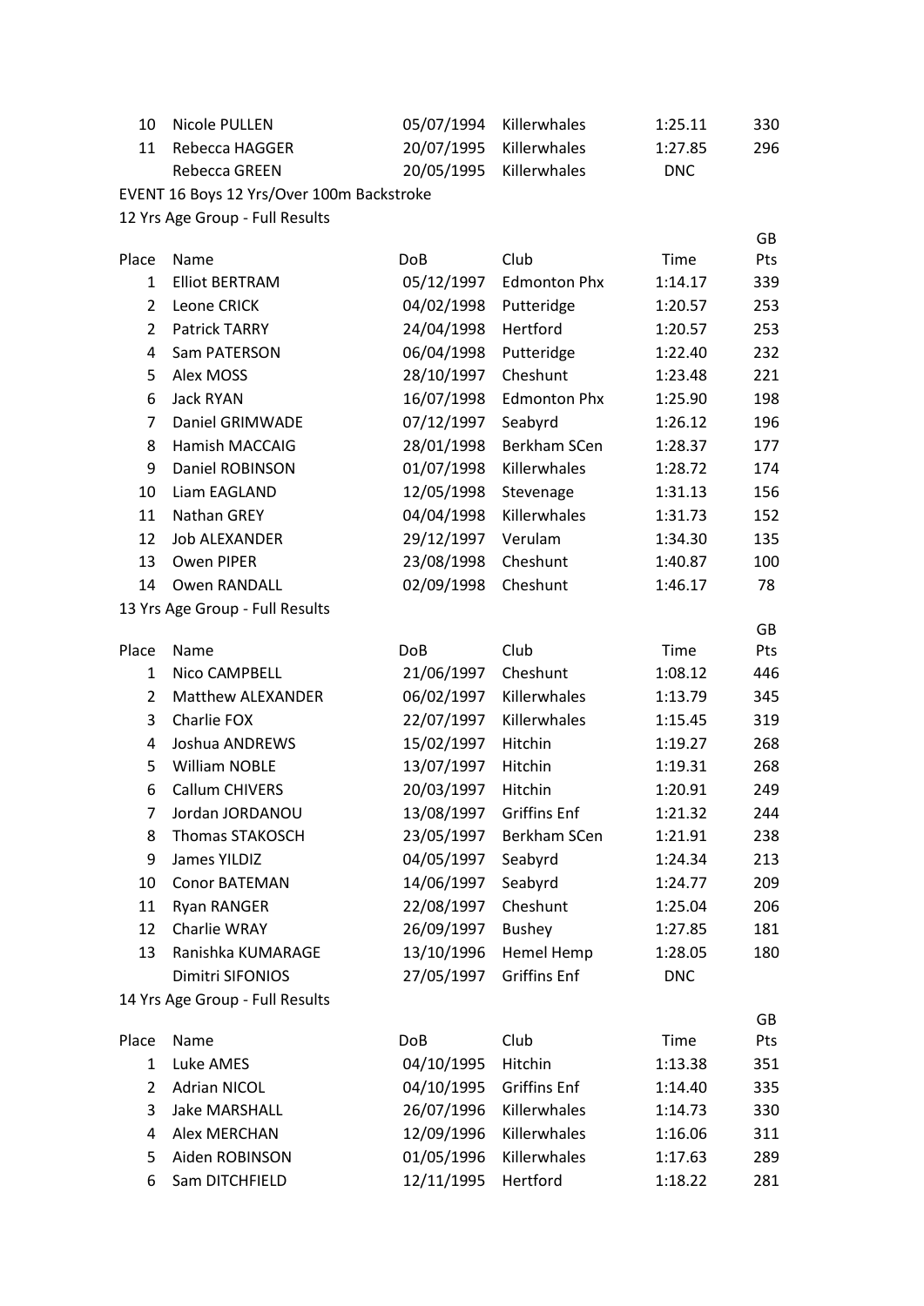| Place | Name | DoB | Club | Time | GB Pts |
|---|---|---|---|---|---|
| 10 | Nicole PULLEN | 05/07/1994 | Killerwhales | 1:25.11 | 330 |
| 11 | Rebecca HAGGER | 20/07/1995 | Killerwhales | 1:27.85 | 296 |
| | Rebecca GREEN | 20/05/1995 | Killerwhales | DNC | |

EVENT 16 Boys 12 Yrs/Over 100m Backstroke

12 Yrs Age Group - Full Results

| Place | Name | DoB | Club | Time | GB Pts |
|---|---|---|---|---|---|
| 1 | Elliot BERTRAM | 05/12/1997 | Edmonton Phx | 1:14.17 | 339 |
| 2 | Leone CRICK | 04/02/1998 | Putteridge | 1:20.57 | 253 |
| 2 | Patrick TARRY | 24/04/1998 | Hertford | 1:20.57 | 253 |
| 4 | Sam PATERSON | 06/04/1998 | Putteridge | 1:22.40 | 232 |
| 5 | Alex MOSS | 28/10/1997 | Cheshunt | 1:23.48 | 221 |
| 6 | Jack RYAN | 16/07/1998 | Edmonton Phx | 1:25.90 | 198 |
| 7 | Daniel GRIMWADE | 07/12/1997 | Seabyrd | 1:26.12 | 196 |
| 8 | Hamish MACCAIG | 28/01/1998 | Berkham SCen | 1:28.37 | 177 |
| 9 | Daniel ROBINSON | 01/07/1998 | Killerwhales | 1:28.72 | 174 |
| 10 | Liam EAGLAND | 12/05/1998 | Stevenage | 1:31.13 | 156 |
| 11 | Nathan GREY | 04/04/1998 | Killerwhales | 1:31.73 | 152 |
| 12 | Job ALEXANDER | 29/12/1997 | Verulam | 1:34.30 | 135 |
| 13 | Owen PIPER | 23/08/1998 | Cheshunt | 1:40.87 | 100 |
| 14 | Owen RANDALL | 02/09/1998 | Cheshunt | 1:46.17 | 78 |

13 Yrs Age Group - Full Results

| Place | Name | DoB | Club | Time | GB Pts |
|---|---|---|---|---|---|
| 1 | Nico CAMPBELL | 21/06/1997 | Cheshunt | 1:08.12 | 446 |
| 2 | Matthew ALEXANDER | 06/02/1997 | Killerwhales | 1:13.79 | 345 |
| 3 | Charlie FOX | 22/07/1997 | Killerwhales | 1:15.45 | 319 |
| 4 | Joshua ANDREWS | 15/02/1997 | Hitchin | 1:19.27 | 268 |
| 5 | William NOBLE | 13/07/1997 | Hitchin | 1:19.31 | 268 |
| 6 | Callum CHIVERS | 20/03/1997 | Hitchin | 1:20.91 | 249 |
| 7 | Jordan JORDANOU | 13/08/1997 | Griffins Enf | 1:21.32 | 244 |
| 8 | Thomas STAKOSCH | 23/05/1997 | Berkham SCen | 1:21.91 | 238 |
| 9 | James YILDIZ | 04/05/1997 | Seabyrd | 1:24.34 | 213 |
| 10 | Conor BATEMAN | 14/06/1997 | Seabyrd | 1:24.77 | 209 |
| 11 | Ryan RANGER | 22/08/1997 | Cheshunt | 1:25.04 | 206 |
| 12 | Charlie WRAY | 26/09/1997 | Bushey | 1:27.85 | 181 |
| 13 | Ranishka KUMARAGE | 13/10/1996 | Hemel Hemp | 1:28.05 | 180 |
| | Dimitri SIFONIOS | 27/05/1997 | Griffins Enf | DNC | |

14 Yrs Age Group - Full Results

| Place | Name | DoB | Club | Time | GB Pts |
|---|---|---|---|---|---|
| 1 | Luke AMES | 04/10/1995 | Hitchin | 1:13.38 | 351 |
| 2 | Adrian NICOL | 04/10/1995 | Griffins Enf | 1:14.40 | 335 |
| 3 | Jake MARSHALL | 26/07/1996 | Killerwhales | 1:14.73 | 330 |
| 4 | Alex MERCHAN | 12/09/1996 | Killerwhales | 1:16.06 | 311 |
| 5 | Aiden ROBINSON | 01/05/1996 | Killerwhales | 1:17.63 | 289 |
| 6 | Sam DITCHFIELD | 12/11/1995 | Hertford | 1:18.22 | 281 |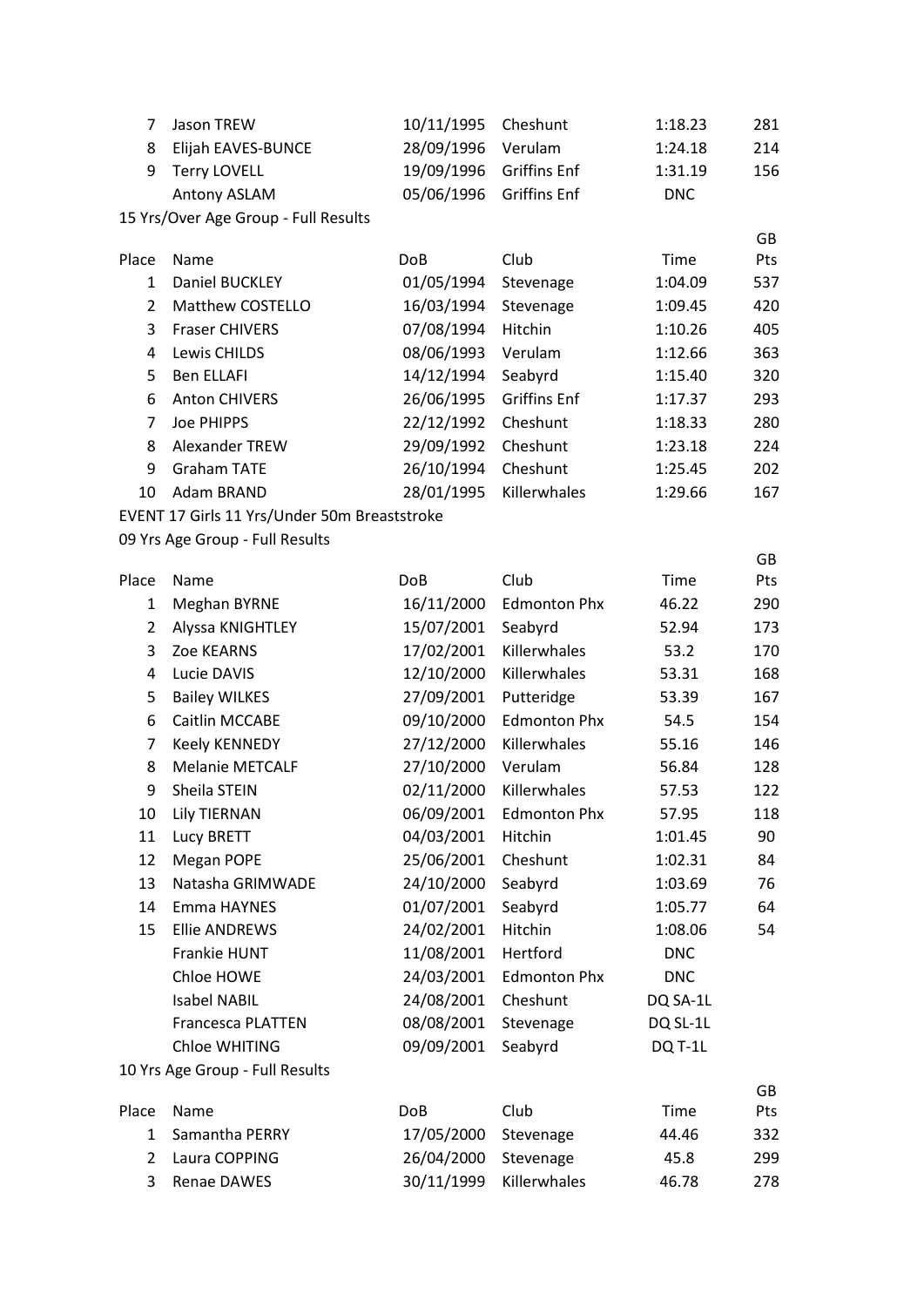| Place | Name | DoB | Club | Time | GB Pts |
|---|---|---|---|---|---|
| 7 | Jason TREW | 10/11/1995 | Cheshunt | 1:18.23 | 281 |
| 8 | Elijah EAVES-BUNCE | 28/09/1996 | Verulam | 1:24.18 | 214 |
| 9 | Terry LOVELL | 19/09/1996 | Griffins Enf | 1:31.19 | 156 |
| | Antony ASLAM | 05/06/1996 | Griffins Enf | DNC | |

15 Yrs/Over Age Group - Full Results

| Place | Name | DoB | Club | Time | GB Pts |
|---|---|---|---|---|---|
| 1 | Daniel BUCKLEY | 01/05/1994 | Stevenage | 1:04.09 | 537 |
| 2 | Matthew COSTELLO | 16/03/1994 | Stevenage | 1:09.45 | 420 |
| 3 | Fraser CHIVERS | 07/08/1994 | Hitchin | 1:10.26 | 405 |
| 4 | Lewis CHILDS | 08/06/1993 | Verulam | 1:12.66 | 363 |
| 5 | Ben ELLAFI | 14/12/1994 | Seabyrd | 1:15.40 | 320 |
| 6 | Anton CHIVERS | 26/06/1995 | Griffins Enf | 1:17.37 | 293 |
| 7 | Joe PHIPPS | 22/12/1992 | Cheshunt | 1:18.33 | 280 |
| 8 | Alexander TREW | 29/09/1992 | Cheshunt | 1:23.18 | 224 |
| 9 | Graham TATE | 26/10/1994 | Cheshunt | 1:25.45 | 202 |
| 10 | Adam BRAND | 28/01/1995 | Killerwhales | 1:29.66 | 167 |

EVENT 17 Girls 11 Yrs/Under 50m Breaststroke

09 Yrs Age Group - Full Results

| Place | Name | DoB | Club | Time | GB Pts |
|---|---|---|---|---|---|
| 1 | Meghan BYRNE | 16/11/2000 | Edmonton Phx | 46.22 | 290 |
| 2 | Alyssa KNIGHTLEY | 15/07/2001 | Seabyrd | 52.94 | 173 |
| 3 | Zoe KEARNS | 17/02/2001 | Killerwhales | 53.2 | 170 |
| 4 | Lucie DAVIS | 12/10/2000 | Killerwhales | 53.31 | 168 |
| 5 | Bailey WILKES | 27/09/2001 | Putteridge | 53.39 | 167 |
| 6 | Caitlin MCCABE | 09/10/2000 | Edmonton Phx | 54.5 | 154 |
| 7 | Keely KENNEDY | 27/12/2000 | Killerwhales | 55.16 | 146 |
| 8 | Melanie METCALF | 27/10/2000 | Verulam | 56.84 | 128 |
| 9 | Sheila STEIN | 02/11/2000 | Killerwhales | 57.53 | 122 |
| 10 | Lily TIERNAN | 06/09/2001 | Edmonton Phx | 57.95 | 118 |
| 11 | Lucy BRETT | 04/03/2001 | Hitchin | 1:01.45 | 90 |
| 12 | Megan POPE | 25/06/2001 | Cheshunt | 1:02.31 | 84 |
| 13 | Natasha GRIMWADE | 24/10/2000 | Seabyrd | 1:03.69 | 76 |
| 14 | Emma HAYNES | 01/07/2001 | Seabyrd | 1:05.77 | 64 |
| 15 | Ellie ANDREWS | 24/02/2001 | Hitchin | 1:08.06 | 54 |
| | Frankie HUNT | 11/08/2001 | Hertford | DNC | |
| | Chloe HOWE | 24/03/2001 | Edmonton Phx | DNC | |
| | Isabel NABIL | 24/08/2001 | Cheshunt | DQ SA-1L | |
| | Francesca PLATTEN | 08/08/2001 | Stevenage | DQ SL-1L | |
| | Chloe WHITING | 09/09/2001 | Seabyrd | DQ T-1L | |

10 Yrs Age Group - Full Results

| Place | Name | DoB | Club | Time | GB Pts |
|---|---|---|---|---|---|
| 1 | Samantha PERRY | 17/05/2000 | Stevenage | 44.46 | 332 |
| 2 | Laura COPPING | 26/04/2000 | Stevenage | 45.8 | 299 |
| 3 | Renae DAWES | 30/11/1999 | Killerwhales | 46.78 | 278 |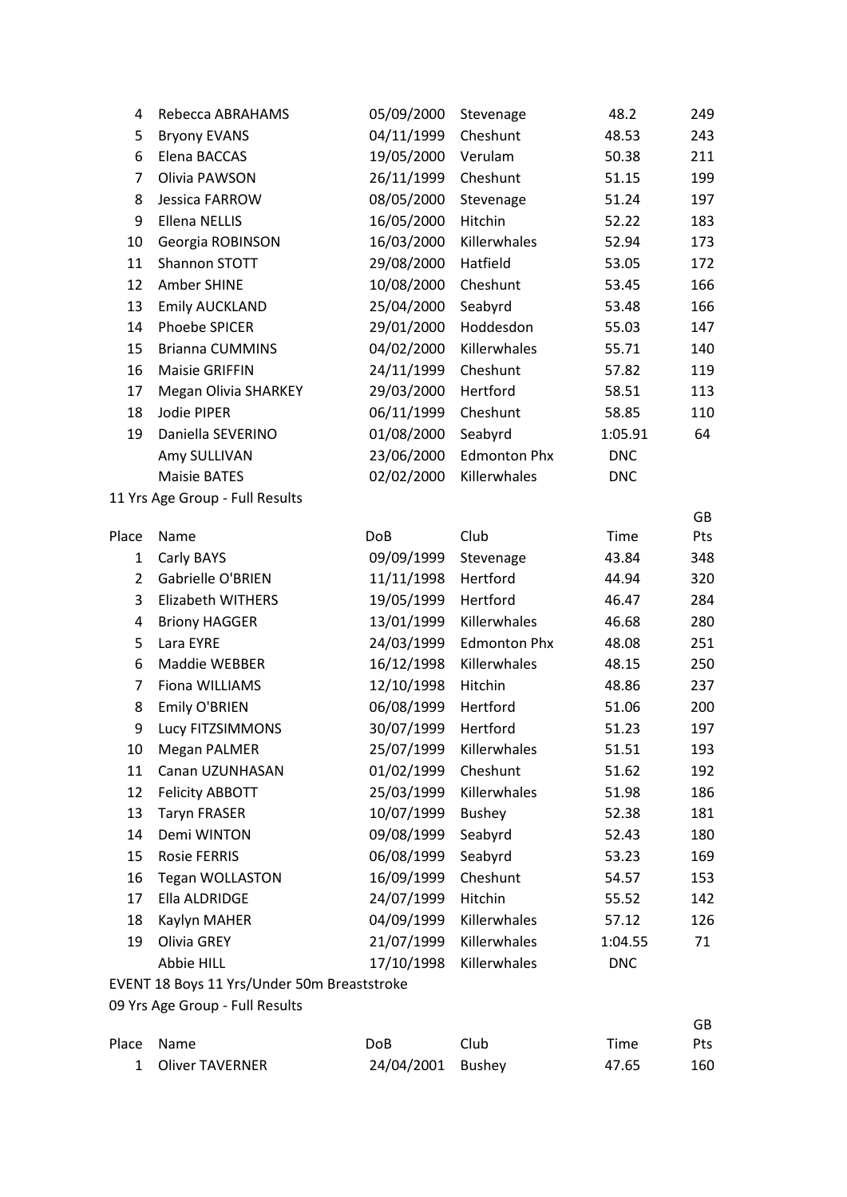| Place | Name | DoB | Club | Time | GB Pts |
|---|---|---|---|---|---|
| 4 | Rebecca ABRAHAMS | 05/09/2000 | Stevenage | 48.2 | 249 |
| 5 | Bryony EVANS | 04/11/1999 | Cheshunt | 48.53 | 243 |
| 6 | Elena BACCAS | 19/05/2000 | Verulam | 50.38 | 211 |
| 7 | Olivia PAWSON | 26/11/1999 | Cheshunt | 51.15 | 199 |
| 8 | Jessica FARROW | 08/05/2000 | Stevenage | 51.24 | 197 |
| 9 | Ellena NELLIS | 16/05/2000 | Hitchin | 52.22 | 183 |
| 10 | Georgia ROBINSON | 16/03/2000 | Killerwhales | 52.94 | 173 |
| 11 | Shannon STOTT | 29/08/2000 | Hatfield | 53.05 | 172 |
| 12 | Amber SHINE | 10/08/2000 | Cheshunt | 53.45 | 166 |
| 13 | Emily AUCKLAND | 25/04/2000 | Seabyrd | 53.48 | 166 |
| 14 | Phoebe SPICER | 29/01/2000 | Hoddesdon | 55.03 | 147 |
| 15 | Brianna CUMMINS | 04/02/2000 | Killerwhales | 55.71 | 140 |
| 16 | Maisie GRIFFIN | 24/11/1999 | Cheshunt | 57.82 | 119 |
| 17 | Megan Olivia SHARKEY | 29/03/2000 | Hertford | 58.51 | 113 |
| 18 | Jodie PIPER | 06/11/1999 | Cheshunt | 58.85 | 110 |
| 19 | Daniella SEVERINO | 01/08/2000 | Seabyrd | 1:05.91 | 64 |
| | Amy SULLIVAN | 23/06/2000 | Edmonton Phx | DNC | |
| | Maisie BATES | 02/02/2000 | Killerwhales | DNC | |

11 Yrs Age Group - Full Results

| Place | Name | DoB | Club | Time | GB Pts |
|---|---|---|---|---|---|
| 1 | Carly BAYS | 09/09/1999 | Stevenage | 43.84 | 348 |
| 2 | Gabrielle O'BRIEN | 11/11/1998 | Hertford | 44.94 | 320 |
| 3 | Elizabeth WITHERS | 19/05/1999 | Hertford | 46.47 | 284 |
| 4 | Briony HAGGER | 13/01/1999 | Killerwhales | 46.68 | 280 |
| 5 | Lara EYRE | 24/03/1999 | Edmonton Phx | 48.08 | 251 |
| 6 | Maddie WEBBER | 16/12/1998 | Killerwhales | 48.15 | 250 |
| 7 | Fiona WILLIAMS | 12/10/1998 | Hitchin | 48.86 | 237 |
| 8 | Emily O'BRIEN | 06/08/1999 | Hertford | 51.06 | 200 |
| 9 | Lucy FITZSIMMONS | 30/07/1999 | Hertford | 51.23 | 197 |
| 10 | Megan PALMER | 25/07/1999 | Killerwhales | 51.51 | 193 |
| 11 | Canan UZUNHASAN | 01/02/1999 | Cheshunt | 51.62 | 192 |
| 12 | Felicity ABBOTT | 25/03/1999 | Killerwhales | 51.98 | 186 |
| 13 | Taryn FRASER | 10/07/1999 | Bushey | 52.38 | 181 |
| 14 | Demi WINTON | 09/08/1999 | Seabyrd | 52.43 | 180 |
| 15 | Rosie FERRIS | 06/08/1999 | Seabyrd | 53.23 | 169 |
| 16 | Tegan WOLLASTON | 16/09/1999 | Cheshunt | 54.57 | 153 |
| 17 | Ella ALDRIDGE | 24/07/1999 | Hitchin | 55.52 | 142 |
| 18 | Kaylyn MAHER | 04/09/1999 | Killerwhales | 57.12 | 126 |
| 19 | Olivia GREY | 21/07/1999 | Killerwhales | 1:04.55 | 71 |
| | Abbie HILL | 17/10/1998 | Killerwhales | DNC | |

EVENT 18 Boys 11 Yrs/Under 50m Breaststroke

09 Yrs Age Group - Full Results

| Place | Name | DoB | Club | Time | GB Pts |
|---|---|---|---|---|---|
| 1 | Oliver TAVERNER | 24/04/2001 | Bushey | 47.65 | 160 |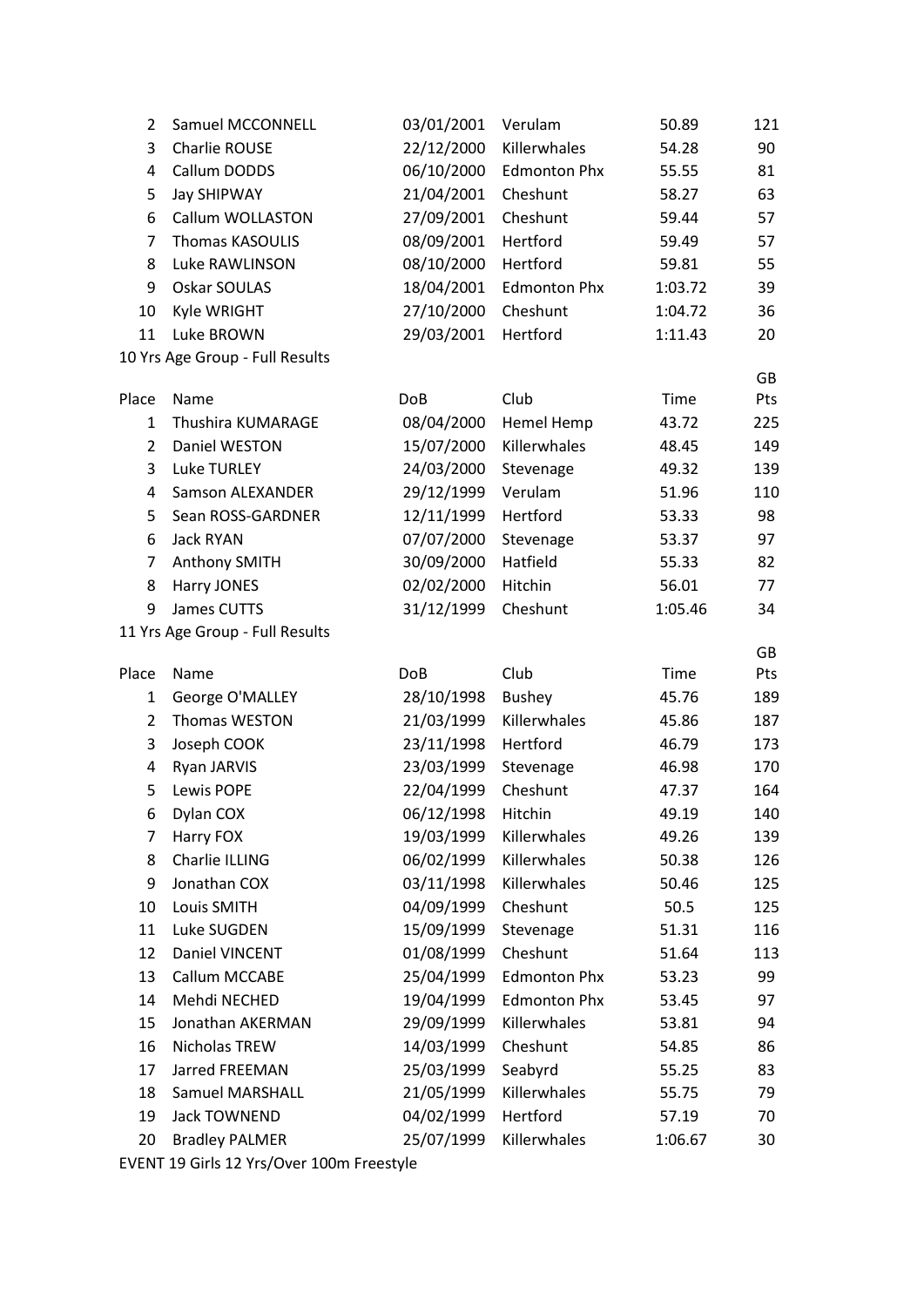| | | | | | |
|---|---|---|---|---|---|
| 2 | Samuel MCCONNELL | 03/01/2001 | Verulam | 50.89 | 121 |
| 3 | Charlie ROUSE | 22/12/2000 | Killerwhales | 54.28 | 90 |
| 4 | Callum DODDS | 06/10/2000 | Edmonton Phx | 55.55 | 81 |
| 5 | Jay SHIPWAY | 21/04/2001 | Cheshunt | 58.27 | 63 |
| 6 | Callum WOLLASTON | 27/09/2001 | Cheshunt | 59.44 | 57 |
| 7 | Thomas KASOULIS | 08/09/2001 | Hertford | 59.49 | 57 |
| 8 | Luke RAWLINSON | 08/10/2000 | Hertford | 59.81 | 55 |
| 9 | Oskar SOULAS | 18/04/2001 | Edmonton Phx | 1:03.72 | 39 |
| 10 | Kyle WRIGHT | 27/10/2000 | Cheshunt | 1:04.72 | 36 |
| 11 | Luke BROWN | 29/03/2001 | Hertford | 1:11.43 | 20 |

10 Yrs Age Group - Full Results

| Place | Name | DoB | Club | Time | GB Pts |
|---|---|---|---|---|---|
| 1 | Thushira KUMARAGE | 08/04/2000 | Hemel Hemp | 43.72 | 225 |
| 2 | Daniel WESTON | 15/07/2000 | Killerwhales | 48.45 | 149 |
| 3 | Luke TURLEY | 24/03/2000 | Stevenage | 49.32 | 139 |
| 4 | Samson ALEXANDER | 29/12/1999 | Verulam | 51.96 | 110 |
| 5 | Sean ROSS-GARDNER | 12/11/1999 | Hertford | 53.33 | 98 |
| 6 | Jack RYAN | 07/07/2000 | Stevenage | 53.37 | 97 |
| 7 | Anthony SMITH | 30/09/2000 | Hatfield | 55.33 | 82 |
| 8 | Harry JONES | 02/02/2000 | Hitchin | 56.01 | 77 |
| 9 | James CUTTS | 31/12/1999 | Cheshunt | 1:05.46 | 34 |

11 Yrs Age Group - Full Results

| Place | Name | DoB | Club | Time | GB Pts |
|---|---|---|---|---|---|
| 1 | George O'MALLEY | 28/10/1998 | Bushey | 45.76 | 189 |
| 2 | Thomas WESTON | 21/03/1999 | Killerwhales | 45.86 | 187 |
| 3 | Joseph COOK | 23/11/1998 | Hertford | 46.79 | 173 |
| 4 | Ryan JARVIS | 23/03/1999 | Stevenage | 46.98 | 170 |
| 5 | Lewis POPE | 22/04/1999 | Cheshunt | 47.37 | 164 |
| 6 | Dylan COX | 06/12/1998 | Hitchin | 49.19 | 140 |
| 7 | Harry FOX | 19/03/1999 | Killerwhales | 49.26 | 139 |
| 8 | Charlie ILLING | 06/02/1999 | Killerwhales | 50.38 | 126 |
| 9 | Jonathan COX | 03/11/1998 | Killerwhales | 50.46 | 125 |
| 10 | Louis SMITH | 04/09/1999 | Cheshunt | 50.5 | 125 |
| 11 | Luke SUGDEN | 15/09/1999 | Stevenage | 51.31 | 116 |
| 12 | Daniel VINCENT | 01/08/1999 | Cheshunt | 51.64 | 113 |
| 13 | Callum MCCABE | 25/04/1999 | Edmonton Phx | 53.23 | 99 |
| 14 | Mehdi NECHED | 19/04/1999 | Edmonton Phx | 53.45 | 97 |
| 15 | Jonathan AKERMAN | 29/09/1999 | Killerwhales | 53.81 | 94 |
| 16 | Nicholas TREW | 14/03/1999 | Cheshunt | 54.85 | 86 |
| 17 | Jarred FREEMAN | 25/03/1999 | Seabyrd | 55.25 | 83 |
| 18 | Samuel MARSHALL | 21/05/1999 | Killerwhales | 55.75 | 79 |
| 19 | Jack TOWNEND | 04/02/1999 | Hertford | 57.19 | 70 |
| 20 | Bradley PALMER | 25/07/1999 | Killerwhales | 1:06.67 | 30 |

EVENT 19 Girls 12 Yrs/Over 100m Freestyle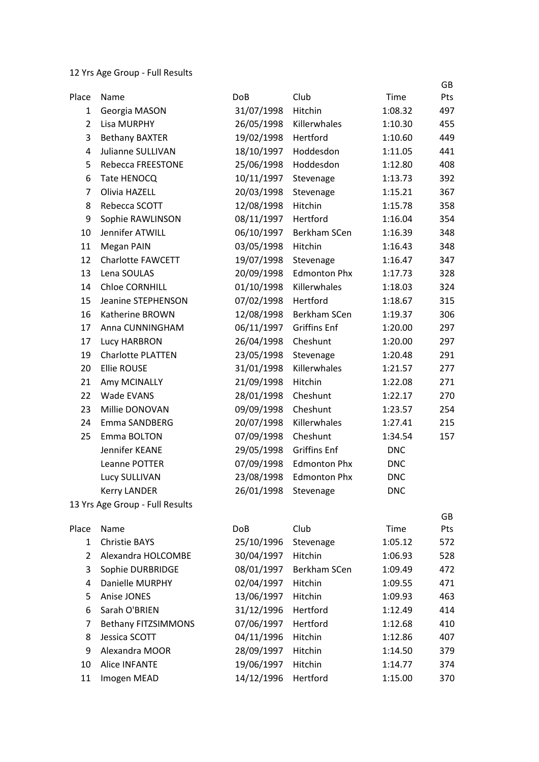12 Yrs Age Group - Full Results

| Place | Name | DoB | Club | Time | GB Pts |
|---|---|---|---|---|---|
| 1 | Georgia MASON | 31/07/1998 | Hitchin | 1:08.32 | 497 |
| 2 | Lisa MURPHY | 26/05/1998 | Killerwhales | 1:10.30 | 455 |
| 3 | Bethany BAXTER | 19/02/1998 | Hertford | 1:10.60 | 449 |
| 4 | Julianne SULLIVAN | 18/10/1997 | Hoddesdon | 1:11.05 | 441 |
| 5 | Rebecca FREESTONE | 25/06/1998 | Hoddesdon | 1:12.80 | 408 |
| 6 | Tate HENOCQ | 10/11/1997 | Stevenage | 1:13.73 | 392 |
| 7 | Olivia HAZELL | 20/03/1998 | Stevenage | 1:15.21 | 367 |
| 8 | Rebecca SCOTT | 12/08/1998 | Hitchin | 1:15.78 | 358 |
| 9 | Sophie RAWLINSON | 08/11/1997 | Hertford | 1:16.04 | 354 |
| 10 | Jennifer ATWILL | 06/10/1997 | Berkham SCen | 1:16.39 | 348 |
| 11 | Megan PAIN | 03/05/1998 | Hitchin | 1:16.43 | 348 |
| 12 | Charlotte FAWCETT | 19/07/1998 | Stevenage | 1:16.47 | 347 |
| 13 | Lena SOULAS | 20/09/1998 | Edmonton Phx | 1:17.73 | 328 |
| 14 | Chloe CORNHILL | 01/10/1998 | Killerwhales | 1:18.03 | 324 |
| 15 | Jeanine STEPHENSON | 07/02/1998 | Hertford | 1:18.67 | 315 |
| 16 | Katherine BROWN | 12/08/1998 | Berkham SCen | 1:19.37 | 306 |
| 17 | Anna CUNNINGHAM | 06/11/1997 | Griffins Enf | 1:20.00 | 297 |
| 17 | Lucy HARBRON | 26/04/1998 | Cheshunt | 1:20.00 | 297 |
| 19 | Charlotte PLATTEN | 23/05/1998 | Stevenage | 1:20.48 | 291 |
| 20 | Ellie ROUSE | 31/01/1998 | Killerwhales | 1:21.57 | 277 |
| 21 | Amy MCINALLY | 21/09/1998 | Hitchin | 1:22.08 | 271 |
| 22 | Wade EVANS | 28/01/1998 | Cheshunt | 1:22.17 | 270 |
| 23 | Millie DONOVAN | 09/09/1998 | Cheshunt | 1:23.57 | 254 |
| 24 | Emma SANDBERG | 20/07/1998 | Killerwhales | 1:27.41 | 215 |
| 25 | Emma BOLTON | 07/09/1998 | Cheshunt | 1:34.54 | 157 |
| | Jennifer KEANE | 29/05/1998 | Griffins Enf | DNC | |
| | Leanne POTTER | 07/09/1998 | Edmonton Phx | DNC | |
| | Lucy SULLIVAN | 23/08/1998 | Edmonton Phx | DNC | |
| | Kerry LANDER | 26/01/1998 | Stevenage | DNC | |

13 Yrs Age Group - Full Results

| Place | Name | DoB | Club | Time | GB Pts |
|---|---|---|---|---|---|
| 1 | Christie BAYS | 25/10/1996 | Stevenage | 1:05.12 | 572 |
| 2 | Alexandra HOLCOMBE | 30/04/1997 | Hitchin | 1:06.93 | 528 |
| 3 | Sophie DURBRIDGE | 08/01/1997 | Berkham SCen | 1:09.49 | 472 |
| 4 | Danielle MURPHY | 02/04/1997 | Hitchin | 1:09.55 | 471 |
| 5 | Anise JONES | 13/06/1997 | Hitchin | 1:09.93 | 463 |
| 6 | Sarah O'BRIEN | 31/12/1996 | Hertford | 1:12.49 | 414 |
| 7 | Bethany FITZSIMMONS | 07/06/1997 | Hertford | 1:12.68 | 410 |
| 8 | Jessica SCOTT | 04/11/1996 | Hitchin | 1:12.86 | 407 |
| 9 | Alexandra MOOR | 28/09/1997 | Hitchin | 1:14.50 | 379 |
| 10 | Alice INFANTE | 19/06/1997 | Hitchin | 1:14.77 | 374 |
| 11 | Imogen MEAD | 14/12/1996 | Hertford | 1:15.00 | 370 |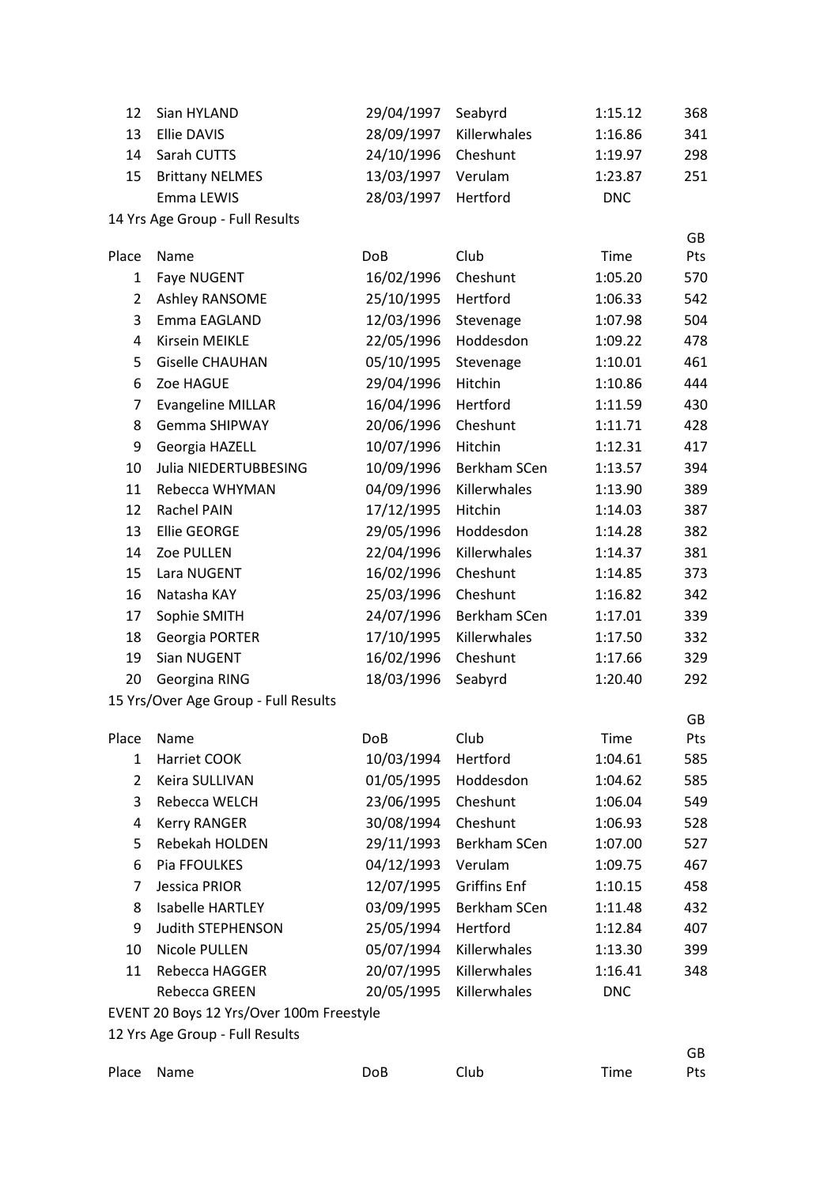| Place | Name | DoB | Club | Time | GB Pts |
|---|---|---|---|---|---|
| 12 | Sian HYLAND | 29/04/1997 | Seabyrd | 1:15.12 | 368 |
| 13 | Ellie DAVIS | 28/09/1997 | Killerwhales | 1:16.86 | 341 |
| 14 | Sarah CUTTS | 24/10/1996 | Cheshunt | 1:19.97 | 298 |
| 15 | Brittany NELMES | 13/03/1997 | Verulam | 1:23.87 | 251 |
| | Emma LEWIS | 28/03/1997 | Hertford | DNC | |

14 Yrs Age Group - Full Results

| Place | Name | DoB | Club | Time | GB Pts |
|---|---|---|---|---|---|
| 1 | Faye NUGENT | 16/02/1996 | Cheshunt | 1:05.20 | 570 |
| 2 | Ashley RANSOME | 25/10/1995 | Hertford | 1:06.33 | 542 |
| 3 | Emma EAGLAND | 12/03/1996 | Stevenage | 1:07.98 | 504 |
| 4 | Kirsein MEIKLE | 22/05/1996 | Hoddesdon | 1:09.22 | 478 |
| 5 | Giselle CHAUHAN | 05/10/1995 | Stevenage | 1:10.01 | 461 |
| 6 | Zoe HAGUE | 29/04/1996 | Hitchin | 1:10.86 | 444 |
| 7 | Evangeline MILLAR | 16/04/1996 | Hertford | 1:11.59 | 430 |
| 8 | Gemma SHIPWAY | 20/06/1996 | Cheshunt | 1:11.71 | 428 |
| 9 | Georgia HAZELL | 10/07/1996 | Hitchin | 1:12.31 | 417 |
| 10 | Julia NIEDERTUBBESING | 10/09/1996 | Berkham SCen | 1:13.57 | 394 |
| 11 | Rebecca WHYMAN | 04/09/1996 | Killerwhales | 1:13.90 | 389 |
| 12 | Rachel PAIN | 17/12/1995 | Hitchin | 1:14.03 | 387 |
| 13 | Ellie GEORGE | 29/05/1996 | Hoddesdon | 1:14.28 | 382 |
| 14 | Zoe PULLEN | 22/04/1996 | Killerwhales | 1:14.37 | 381 |
| 15 | Lara NUGENT | 16/02/1996 | Cheshunt | 1:14.85 | 373 |
| 16 | Natasha KAY | 25/03/1996 | Cheshunt | 1:16.82 | 342 |
| 17 | Sophie SMITH | 24/07/1996 | Berkham SCen | 1:17.01 | 339 |
| 18 | Georgia PORTER | 17/10/1995 | Killerwhales | 1:17.50 | 332 |
| 19 | Sian NUGENT | 16/02/1996 | Cheshunt | 1:17.66 | 329 |
| 20 | Georgina RING | 18/03/1996 | Seabyrd | 1:20.40 | 292 |

15 Yrs/Over Age Group - Full Results

| Place | Name | DoB | Club | Time | GB Pts |
|---|---|---|---|---|---|
| 1 | Harriet COOK | 10/03/1994 | Hertford | 1:04.61 | 585 |
| 2 | Keira SULLIVAN | 01/05/1995 | Hoddesdon | 1:04.62 | 585 |
| 3 | Rebecca WELCH | 23/06/1995 | Cheshunt | 1:06.04 | 549 |
| 4 | Kerry RANGER | 30/08/1994 | Cheshunt | 1:06.93 | 528 |
| 5 | Rebekah HOLDEN | 29/11/1993 | Berkham SCen | 1:07.00 | 527 |
| 6 | Pia FFOULKES | 04/12/1993 | Verulam | 1:09.75 | 467 |
| 7 | Jessica PRIOR | 12/07/1995 | Griffins Enf | 1:10.15 | 458 |
| 8 | Isabelle HARTLEY | 03/09/1995 | Berkham SCen | 1:11.48 | 432 |
| 9 | Judith STEPHENSON | 25/05/1994 | Hertford | 1:12.84 | 407 |
| 10 | Nicole PULLEN | 05/07/1994 | Killerwhales | 1:13.30 | 399 |
| 11 | Rebecca HAGGER | 20/07/1995 | Killerwhales | 1:16.41 | 348 |
| | Rebecca GREEN | 20/05/1995 | Killerwhales | DNC | |

EVENT 20 Boys 12 Yrs/Over 100m Freestyle

12 Yrs Age Group - Full Results

| Place | Name | DoB | Club | Time | GB Pts |
|---|---|---|---|---|---|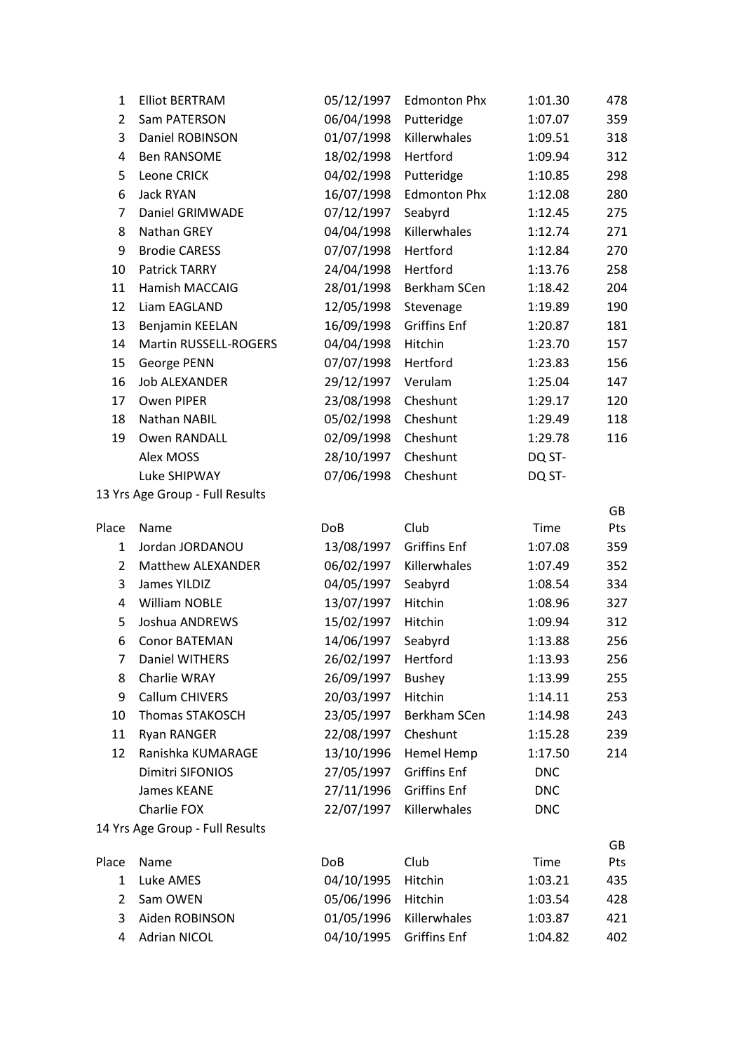| Place | Name | DoB | Club | Time | GB Pts |
|---|---|---|---|---|---|
| 1 | Elliot BERTRAM | 05/12/1997 | Edmonton Phx | 1:01.30 | 478 |
| 2 | Sam PATERSON | 06/04/1998 | Putteridge | 1:07.07 | 359 |
| 3 | Daniel ROBINSON | 01/07/1998 | Killerwhales | 1:09.51 | 318 |
| 4 | Ben RANSOME | 18/02/1998 | Hertford | 1:09.94 | 312 |
| 5 | Leone CRICK | 04/02/1998 | Putteridge | 1:10.85 | 298 |
| 6 | Jack RYAN | 16/07/1998 | Edmonton Phx | 1:12.08 | 280 |
| 7 | Daniel GRIMWADE | 07/12/1997 | Seabyrd | 1:12.45 | 275 |
| 8 | Nathan GREY | 04/04/1998 | Killerwhales | 1:12.74 | 271 |
| 9 | Brodie CARESS | 07/07/1998 | Hertford | 1:12.84 | 270 |
| 10 | Patrick TARRY | 24/04/1998 | Hertford | 1:13.76 | 258 |
| 11 | Hamish MACCAIG | 28/01/1998 | Berkham SCen | 1:18.42 | 204 |
| 12 | Liam EAGLAND | 12/05/1998 | Stevenage | 1:19.89 | 190 |
| 13 | Benjamin KEELAN | 16/09/1998 | Griffins Enf | 1:20.87 | 181 |
| 14 | Martin RUSSELL-ROGERS | 04/04/1998 | Hitchin | 1:23.70 | 157 |
| 15 | George PENN | 07/07/1998 | Hertford | 1:23.83 | 156 |
| 16 | Job ALEXANDER | 29/12/1997 | Verulam | 1:25.04 | 147 |
| 17 | Owen PIPER | 23/08/1998 | Cheshunt | 1:29.17 | 120 |
| 18 | Nathan NABIL | 05/02/1998 | Cheshunt | 1:29.49 | 118 |
| 19 | Owen RANDALL | 02/09/1998 | Cheshunt | 1:29.78 | 116 |
| | Alex MOSS | 28/10/1997 | Cheshunt | DQ ST- | |
| | Luke SHIPWAY | 07/06/1998 | Cheshunt | DQ ST- | |

13 Yrs Age Group - Full Results

| Place | Name | DoB | Club | Time | GB Pts |
|---|---|---|---|---|---|
| 1 | Jordan JORDANOU | 13/08/1997 | Griffins Enf | 1:07.08 | 359 |
| 2 | Matthew ALEXANDER | 06/02/1997 | Killerwhales | 1:07.49 | 352 |
| 3 | James YILDIZ | 04/05/1997 | Seabyrd | 1:08.54 | 334 |
| 4 | William NOBLE | 13/07/1997 | Hitchin | 1:08.96 | 327 |
| 5 | Joshua ANDREWS | 15/02/1997 | Hitchin | 1:09.94 | 312 |
| 6 | Conor BATEMAN | 14/06/1997 | Seabyrd | 1:13.88 | 256 |
| 7 | Daniel WITHERS | 26/02/1997 | Hertford | 1:13.93 | 256 |
| 8 | Charlie WRAY | 26/09/1997 | Bushey | 1:13.99 | 255 |
| 9 | Callum CHIVERS | 20/03/1997 | Hitchin | 1:14.11 | 253 |
| 10 | Thomas STAKOSCH | 23/05/1997 | Berkham SCen | 1:14.98 | 243 |
| 11 | Ryan RANGER | 22/08/1997 | Cheshunt | 1:15.28 | 239 |
| 12 | Ranishka KUMARAGE | 13/10/1996 | Hemel Hemp | 1:17.50 | 214 |
| | Dimitri SIFONIOS | 27/05/1997 | Griffins Enf | DNC | |
| | James KEANE | 27/11/1996 | Griffins Enf | DNC | |
| | Charlie FOX | 22/07/1997 | Killerwhales | DNC | |

14 Yrs Age Group - Full Results

| Place | Name | DoB | Club | Time | GB Pts |
|---|---|---|---|---|---|
| 1 | Luke AMES | 04/10/1995 | Hitchin | 1:03.21 | 435 |
| 2 | Sam OWEN | 05/06/1996 | Hitchin | 1:03.54 | 428 |
| 3 | Aiden ROBINSON | 01/05/1996 | Killerwhales | 1:03.87 | 421 |
| 4 | Adrian NICOL | 04/10/1995 | Griffins Enf | 1:04.82 | 402 |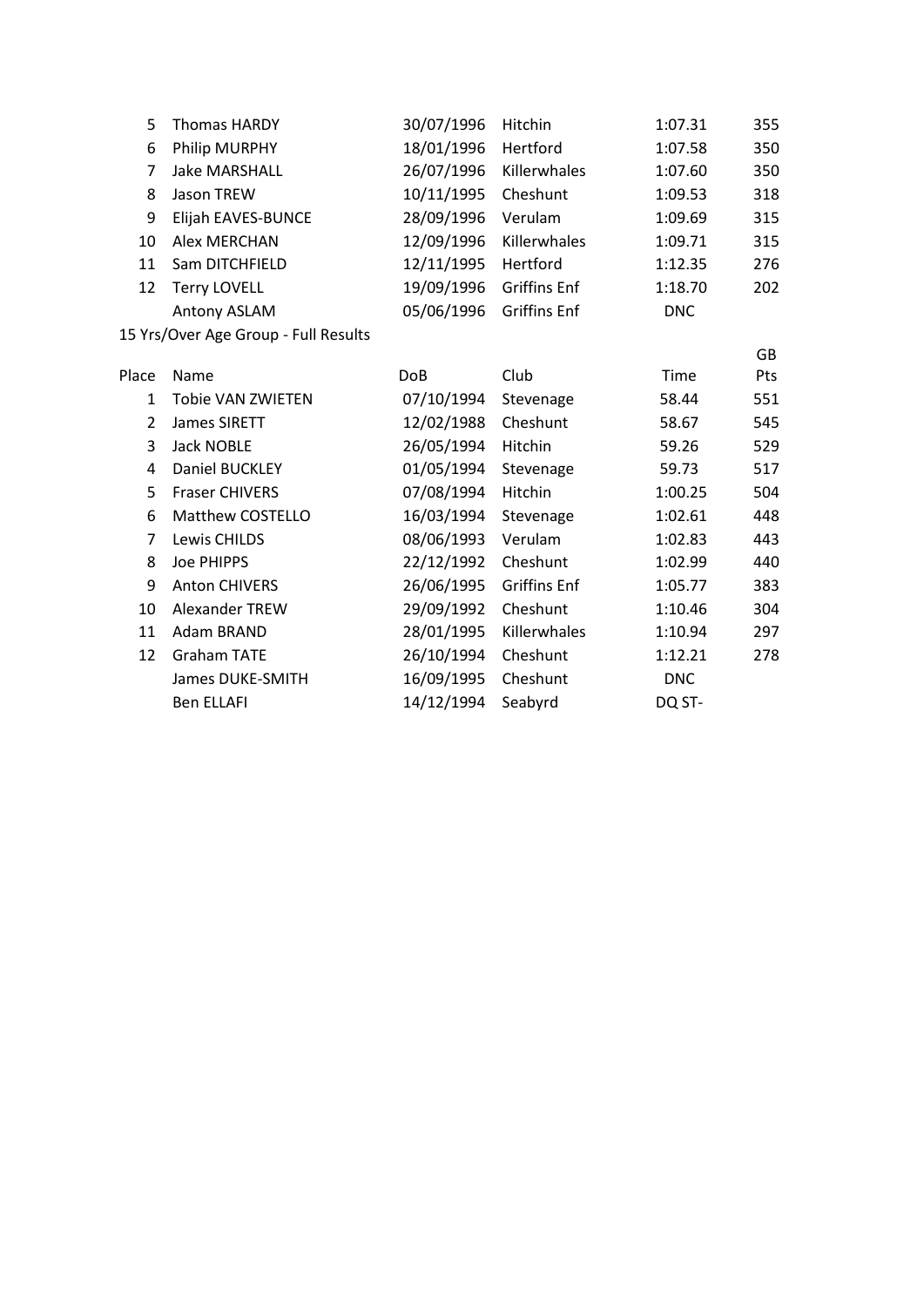| | | | | | |
|---|---|---|---|---|---|
| 5 | Thomas HARDY | 30/07/1996 | Hitchin | 1:07.31 | 355 |
| 6 | Philip MURPHY | 18/01/1996 | Hertford | 1:07.58 | 350 |
| 7 | Jake MARSHALL | 26/07/1996 | Killerwhales | 1:07.60 | 350 |
| 8 | Jason TREW | 10/11/1995 | Cheshunt | 1:09.53 | 318 |
| 9 | Elijah EAVES-BUNCE | 28/09/1996 | Verulam | 1:09.69 | 315 |
| 10 | Alex MERCHAN | 12/09/1996 | Killerwhales | 1:09.71 | 315 |
| 11 | Sam DITCHFIELD | 12/11/1995 | Hertford | 1:12.35 | 276 |
| 12 | Terry LOVELL | 19/09/1996 | Griffins Enf | 1:18.70 | 202 |
| | Antony ASLAM | 05/06/1996 | Griffins Enf | DNC | |

15 Yrs/Over Age Group - Full Results

| Place | Name | DoB | Club | Time | GB Pts |
|---|---|---|---|---|---|
| 1 | Tobie VAN ZWIETEN | 07/10/1994 | Stevenage | 58.44 | 551 |
| 2 | James SIRETT | 12/02/1988 | Cheshunt | 58.67 | 545 |
| 3 | Jack NOBLE | 26/05/1994 | Hitchin | 59.26 | 529 |
| 4 | Daniel BUCKLEY | 01/05/1994 | Stevenage | 59.73 | 517 |
| 5 | Fraser CHIVERS | 07/08/1994 | Hitchin | 1:00.25 | 504 |
| 6 | Matthew COSTELLO | 16/03/1994 | Stevenage | 1:02.61 | 448 |
| 7 | Lewis CHILDS | 08/06/1993 | Verulam | 1:02.83 | 443 |
| 8 | Joe PHIPPS | 22/12/1992 | Cheshunt | 1:02.99 | 440 |
| 9 | Anton CHIVERS | 26/06/1995 | Griffins Enf | 1:05.77 | 383 |
| 10 | Alexander TREW | 29/09/1992 | Cheshunt | 1:10.46 | 304 |
| 11 | Adam BRAND | 28/01/1995 | Killerwhales | 1:10.94 | 297 |
| 12 | Graham TATE | 26/10/1994 | Cheshunt | 1:12.21 | 278 |
| | James DUKE-SMITH | 16/09/1995 | Cheshunt | DNC | |
| | Ben ELLAFI | 14/12/1994 | Seabyrd | DQ ST- | |